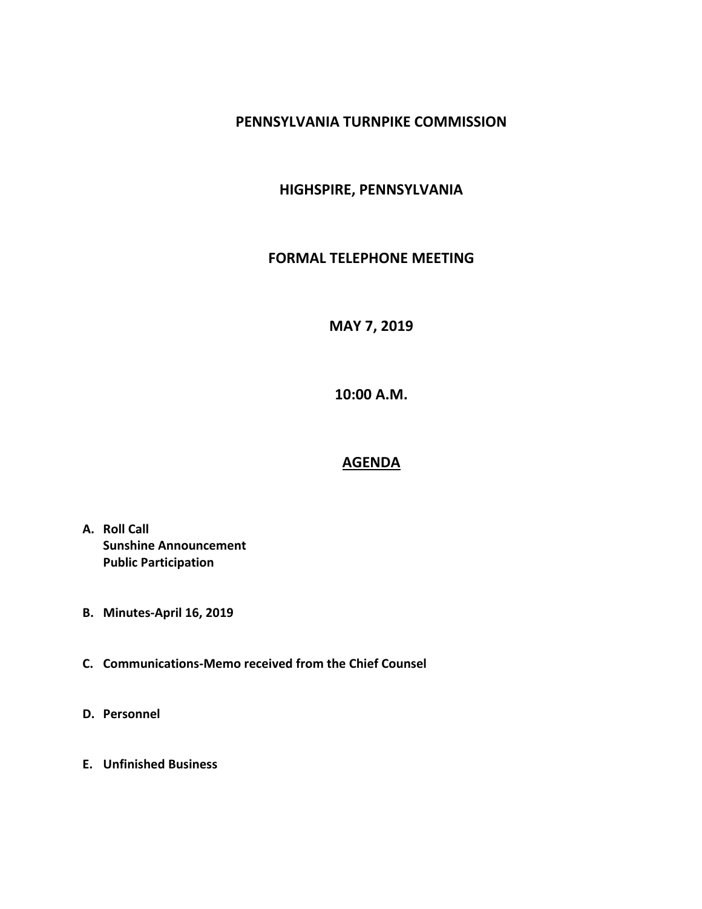# PENNSYLVANIA TURNPIKE COMMISSION

## HIGHSPIRE, PENNSYLVANIA

## FORMAL TELEPHONE MEETING

## MAY 7, 2019

## 10:00 A.M.

## AGENDA

**A. Roll Call**
**Sunshine Announcement**
**Public Participation**

**B. Minutes-April 16, 2019**

**C. Communications-Memo received from the Chief Counsel**

**D. Personnel**

**E. Unfinished Business**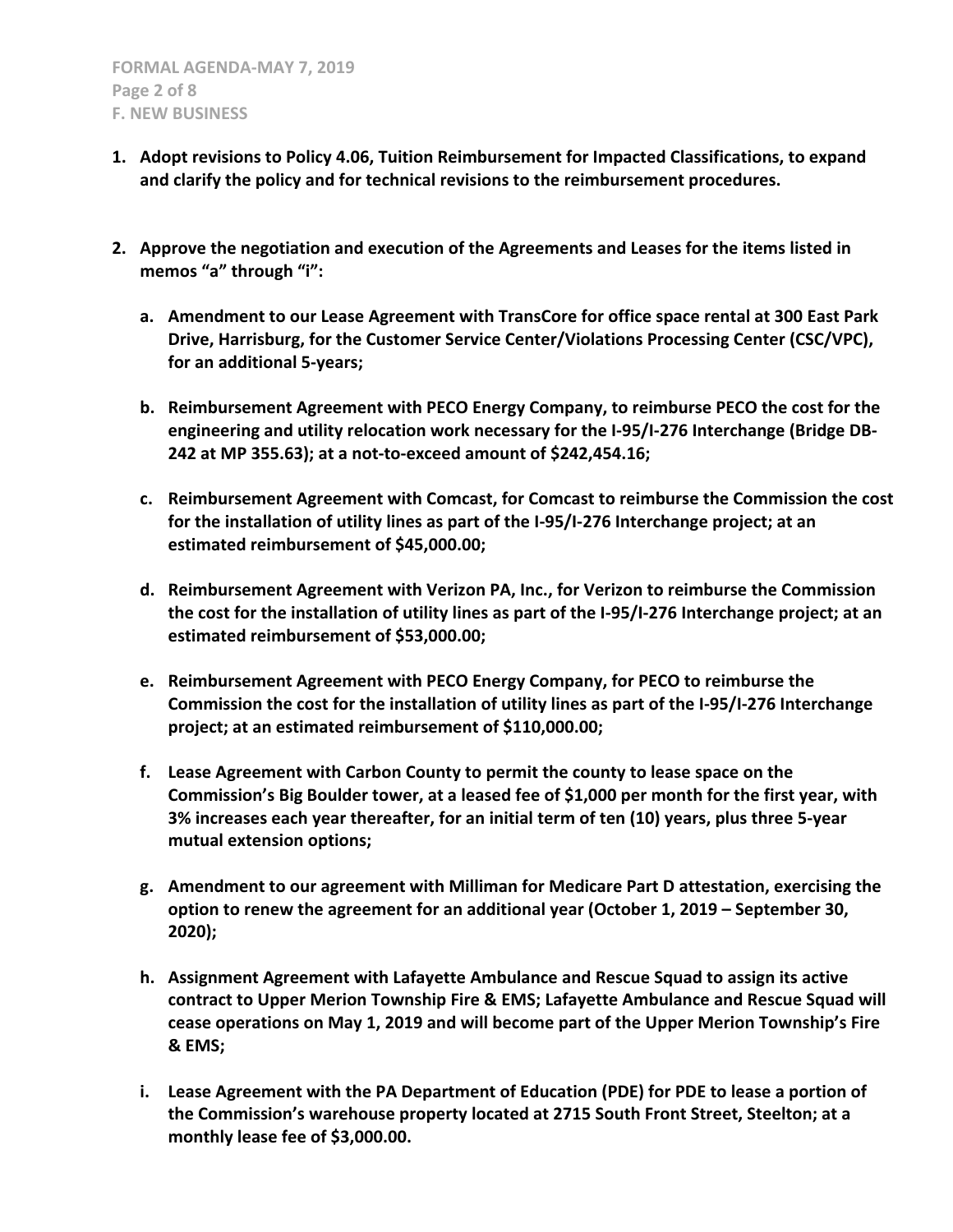1. **Adopt revisions to Policy 4.06, Tuition Reimbursement for Impacted Classifications, to expand and clarify the policy and for technical revisions to the reimbursement procedures.**

2. **Approve the negotiation and execution of the Agreements and Leases for the items listed in memos "a" through "i":**

   a. **Amendment to our Lease Agreement with TransCore for office space rental at 300 East Park Drive, Harrisburg, for the Customer Service Center/Violations Processing Center (CSC/VPC), for an additional 5-years;**

   b. **Reimbursement Agreement with PECO Energy Company, to reimburse PECO the cost for the engineering and utility relocation work necessary for the I-95/I-276 Interchange (Bridge DB-242 at MP 355.63); at a not-to-exceed amount of $242,454.16;**

   c. **Reimbursement Agreement with Comcast, for Comcast to reimburse the Commission the cost for the installation of utility lines as part of the I-95/I-276 Interchange project; at an estimated reimbursement of $45,000.00;**

   d. **Reimbursement Agreement with Verizon PA, Inc., for Verizon to reimburse the Commission the cost for the installation of utility lines as part of the I-95/I-276 Interchange project; at an estimated reimbursement of $53,000.00;**

   e. **Reimbursement Agreement with PECO Energy Company, for PECO to reimburse the Commission the cost for the installation of utility lines as part of the I-95/I-276 Interchange project; at an estimated reimbursement of $110,000.00;**

   f. **Lease Agreement with Carbon County to permit the county to lease space on the Commission's Big Boulder tower, at a leased fee of $1,000 per month for the first year, with 3% increases each year thereafter, for an initial term of ten (10) years, plus three 5-year mutual extension options;**

   g. **Amendment to our agreement with Milliman for Medicare Part D attestation, exercising the option to renew the agreement for an additional year (October 1, 2019 – September 30, 2020);**

   h. **Assignment Agreement with Lafayette Ambulance and Rescue Squad to assign its active contract to Upper Merion Township Fire & EMS; Lafayette Ambulance and Rescue Squad will cease operations on May 1, 2019 and will become part of the Upper Merion Township's Fire & EMS;**

   i. **Lease Agreement with the PA Department of Education (PDE) for PDE to lease a portion of the Commission's warehouse property located at 2715 South Front Street, Steelton; at a monthly lease fee of $3,000.00.**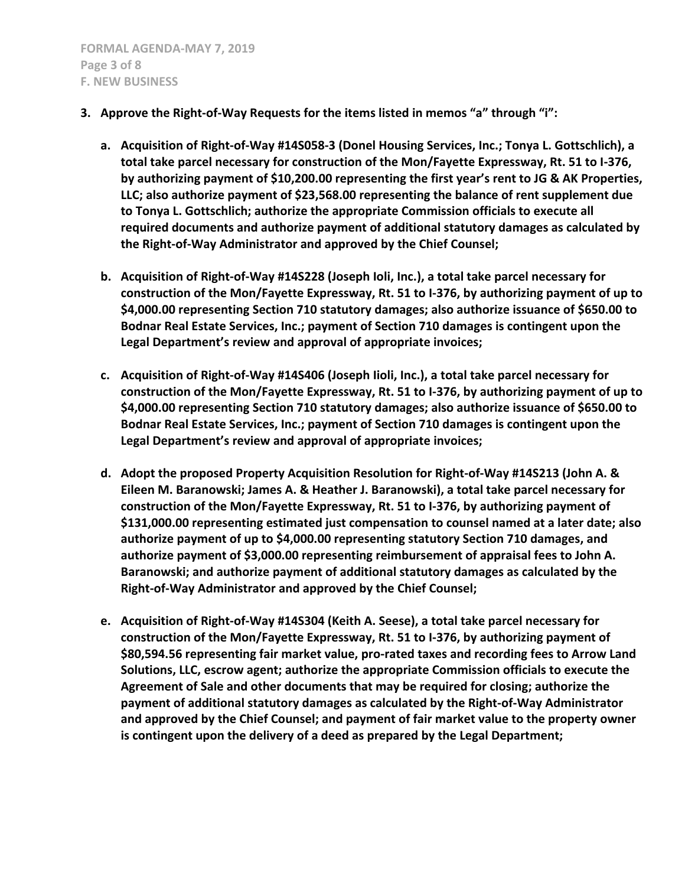**3. Approve the Right-of-Way Requests for the items listed in memos "a" through "i":**

**a. Acquisition of Right-of-Way #14S058-3 (Donel Housing Services, Inc.; Tonya L. Gottschlich), a total take parcel necessary for construction of the Mon/Fayette Expressway, Rt. 51 to I-376, by authorizing payment of $10,200.00 representing the first year's rent to JG & AK Properties, LLC; also authorize payment of $23,568.00 representing the balance of rent supplement due to Tonya L. Gottschlich; authorize the appropriate Commission officials to execute all required documents and authorize payment of additional statutory damages as calculated by the Right-of-Way Administrator and approved by the Chief Counsel;**

**b. Acquisition of Right-of-Way #14S228 (Joseph Ioli, Inc.), a total take parcel necessary for construction of the Mon/Fayette Expressway, Rt. 51 to I-376, by authorizing payment of up to $4,000.00 representing Section 710 statutory damages; also authorize issuance of $650.00 to Bodnar Real Estate Services, Inc.; payment of Section 710 damages is contingent upon the Legal Department's review and approval of appropriate invoices;**

**c. Acquisition of Right-of-Way #14S406 (Joseph Iioli, Inc.), a total take parcel necessary for construction of the Mon/Fayette Expressway, Rt. 51 to I-376, by authorizing payment of up to $4,000.00 representing Section 710 statutory damages; also authorize issuance of $650.00 to Bodnar Real Estate Services, Inc.; payment of Section 710 damages is contingent upon the Legal Department's review and approval of appropriate invoices;**

**d. Adopt the proposed Property Acquisition Resolution for Right-of-Way #14S213 (John A. & Eileen M. Baranowski; James A. & Heather J. Baranowski), a total take parcel necessary for construction of the Mon/Fayette Expressway, Rt. 51 to I-376, by authorizing payment of $131,000.00 representing estimated just compensation to counsel named at a later date; also authorize payment of up to $4,000.00 representing statutory Section 710 damages, and authorize payment of $3,000.00 representing reimbursement of appraisal fees to John A. Baranowski; and authorize payment of additional statutory damages as calculated by the Right-of-Way Administrator and approved by the Chief Counsel;**

**e. Acquisition of Right-of-Way #14S304 (Keith A. Seese), a total take parcel necessary for construction of the Mon/Fayette Expressway, Rt. 51 to I-376, by authorizing payment of $80,594.56 representing fair market value, pro-rated taxes and recording fees to Arrow Land Solutions, LLC, escrow agent; authorize the appropriate Commission officials to execute the Agreement of Sale and other documents that may be required for closing; authorize the payment of additional statutory damages as calculated by the Right-of-Way Administrator and approved by the Chief Counsel; and payment of fair market value to the property owner is contingent upon the delivery of a deed as prepared by the Legal Department;**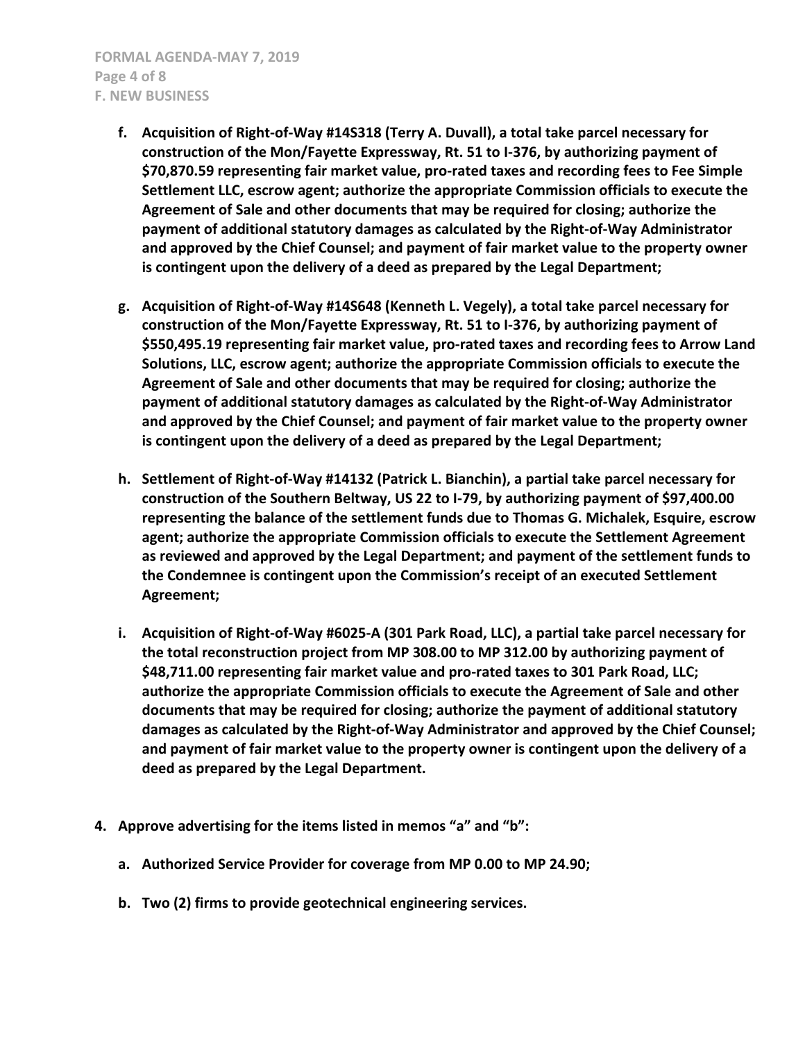**f. Acquisition of Right-of-Way #14S318 (Terry A. Duvall), a total take parcel necessary for construction of the Mon/Fayette Expressway, Rt. 51 to I-376, by authorizing payment of $70,870.59 representing fair market value, pro-rated taxes and recording fees to Fee Simple Settlement LLC, escrow agent; authorize the appropriate Commission officials to execute the Agreement of Sale and other documents that may be required for closing; authorize the payment of additional statutory damages as calculated by the Right-of-Way Administrator and approved by the Chief Counsel; and payment of fair market value to the property owner is contingent upon the delivery of a deed as prepared by the Legal Department;**

**g. Acquisition of Right-of-Way #14S648 (Kenneth L. Vegely), a total take parcel necessary for construction of the Mon/Fayette Expressway, Rt. 51 to I-376, by authorizing payment of $550,495.19 representing fair market value, pro-rated taxes and recording fees to Arrow Land Solutions, LLC, escrow agent; authorize the appropriate Commission officials to execute the Agreement of Sale and other documents that may be required for closing; authorize the payment of additional statutory damages as calculated by the Right-of-Way Administrator and approved by the Chief Counsel; and payment of fair market value to the property owner is contingent upon the delivery of a deed as prepared by the Legal Department;**

**h. Settlement of Right-of-Way #14132 (Patrick L. Bianchin), a partial take parcel necessary for construction of the Southern Beltway, US 22 to I-79, by authorizing payment of $97,400.00 representing the balance of the settlement funds due to Thomas G. Michalek, Esquire, escrow agent; authorize the appropriate Commission officials to execute the Settlement Agreement as reviewed and approved by the Legal Department; and payment of the settlement funds to the Condemnee is contingent upon the Commission's receipt of an executed Settlement Agreement;**

**i. Acquisition of Right-of-Way #6025-A (301 Park Road, LLC), a partial take parcel necessary for the total reconstruction project from MP 308.00 to MP 312.00 by authorizing payment of $48,711.00 representing fair market value and pro-rated taxes to 301 Park Road, LLC; authorize the appropriate Commission officials to execute the Agreement of Sale and other documents that may be required for closing; authorize the payment of additional statutory damages as calculated by the Right-of-Way Administrator and approved by the Chief Counsel; and payment of fair market value to the property owner is contingent upon the delivery of a deed as prepared by the Legal Department.**

**4. Approve advertising for the items listed in memos "a" and "b":**

**a. Authorized Service Provider for coverage from MP 0.00 to MP 24.90;**

**b. Two (2) firms to provide geotechnical engineering services.**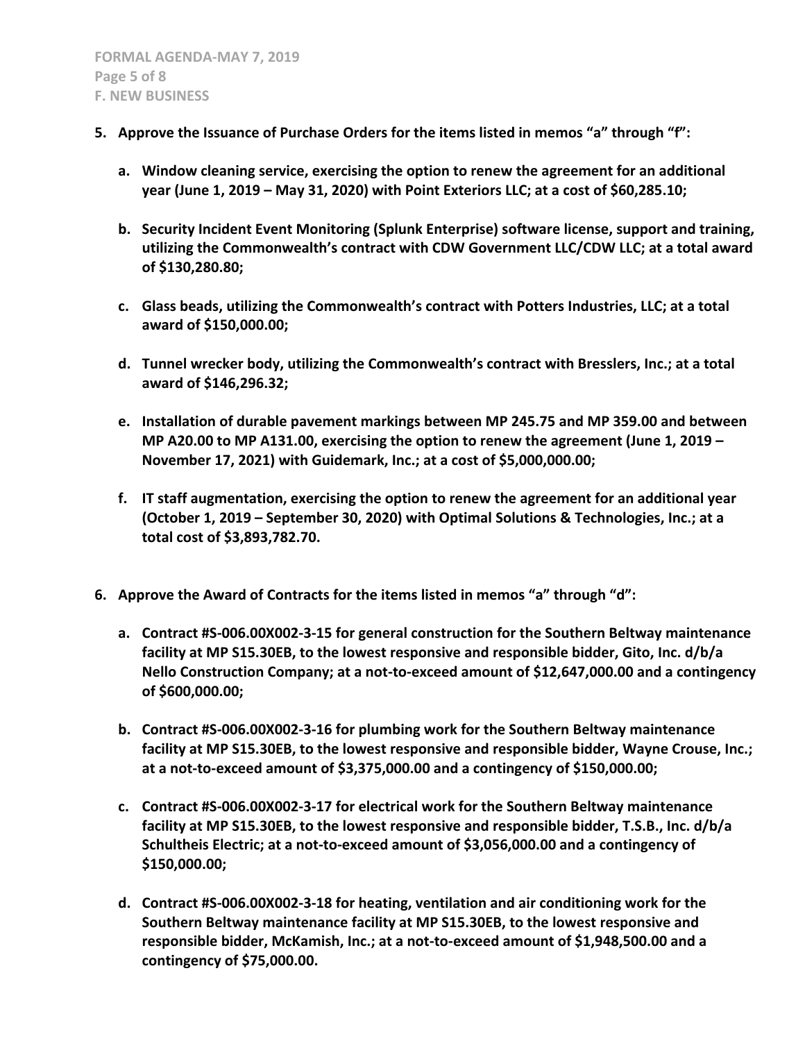5. **Approve the Issuance of Purchase Orders for the items listed in memos "a" through "f":**

   a. **Window cleaning service, exercising the option to renew the agreement for an additional year (June 1, 2019 – May 31, 2020) with Point Exteriors LLC; at a cost of $60,285.10;**

   b. **Security Incident Event Monitoring (Splunk Enterprise) software license, support and training, utilizing the Commonwealth's contract with CDW Government LLC/CDW LLC; at a total award of $130,280.80;**

   c. **Glass beads, utilizing the Commonwealth's contract with Potters Industries, LLC; at a total award of $150,000.00;**

   d. **Tunnel wrecker body, utilizing the Commonwealth's contract with Bresslers, Inc.; at a total award of $146,296.32;**

   e. **Installation of durable pavement markings between MP 245.75 and MP 359.00 and between MP A20.00 to MP A131.00, exercising the option to renew the agreement (June 1, 2019 – November 17, 2021) with Guidemark, Inc.; at a cost of $5,000,000.00;**

   f. **IT staff augmentation, exercising the option to renew the agreement for an additional year (October 1, 2019 – September 30, 2020) with Optimal Solutions & Technologies, Inc.; at a total cost of $3,893,782.70.**

6. **Approve the Award of Contracts for the items listed in memos "a" through "d":**

   a. **Contract #S-006.00X002-3-15 for general construction for the Southern Beltway maintenance facility at MP S15.30EB, to the lowest responsive and responsible bidder, Gito, Inc. d/b/a Nello Construction Company; at a not-to-exceed amount of $12,647,000.00 and a contingency of $600,000.00;**

   b. **Contract #S-006.00X002-3-16 for plumbing work for the Southern Beltway maintenance facility at MP S15.30EB, to the lowest responsive and responsible bidder, Wayne Crouse, Inc.; at a not-to-exceed amount of $3,375,000.00 and a contingency of $150,000.00;**

   c. **Contract #S-006.00X002-3-17 for electrical work for the Southern Beltway maintenance facility at MP S15.30EB, to the lowest responsive and responsible bidder, T.S.B., Inc. d/b/a Schultheis Electric; at a not-to-exceed amount of $3,056,000.00 and a contingency of $150,000.00;**

   d. **Contract #S-006.00X002-3-18 for heating, ventilation and air conditioning work for the Southern Beltway maintenance facility at MP S15.30EB, to the lowest responsive and responsible bidder, McKamish, Inc.; at a not-to-exceed amount of $1,948,500.00 and a contingency of $75,000.00.**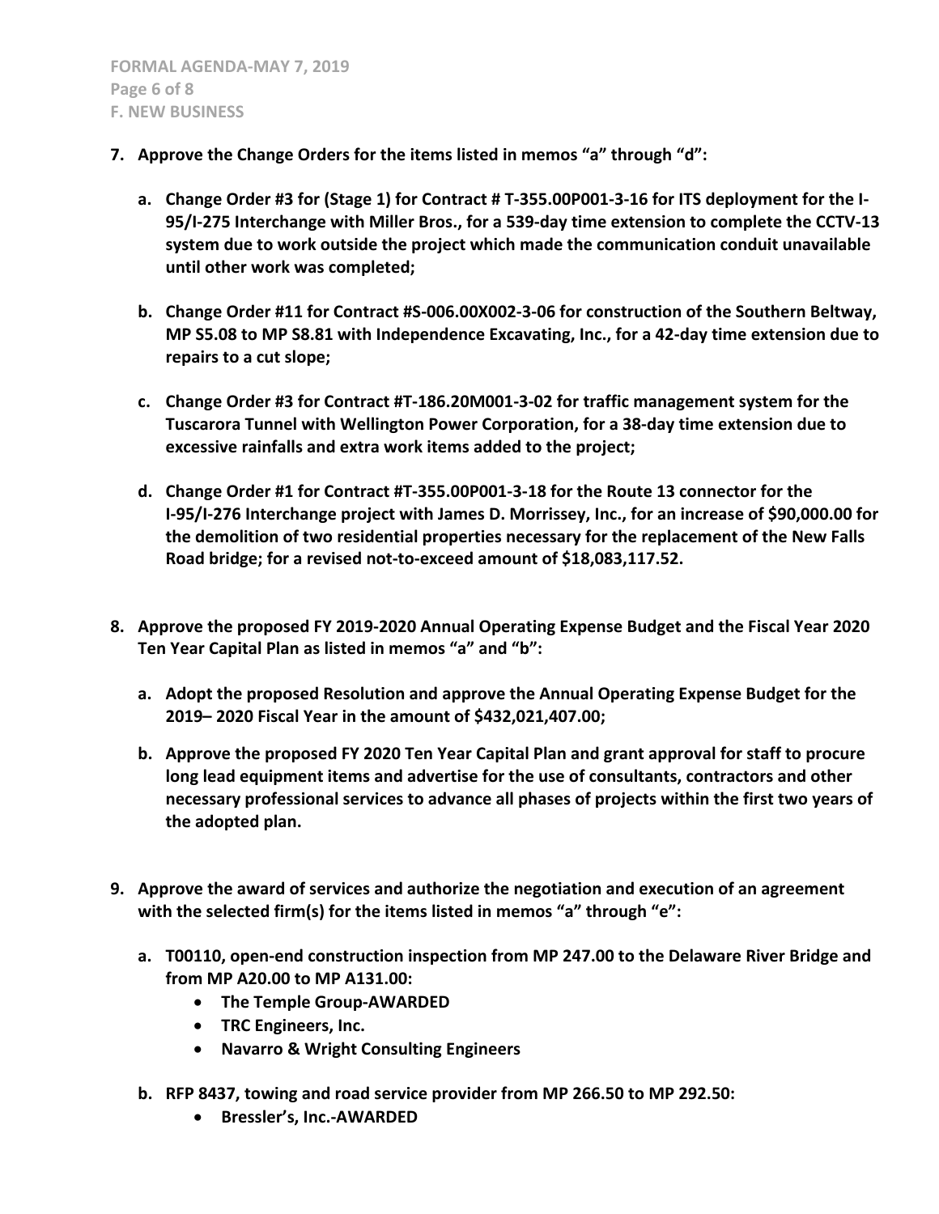7. **Approve the Change Orders for the items listed in memos "a" through "d":**

   a. **Change Order #3 for (Stage 1) for Contract # T-355.00P001-3-16 for ITS deployment for the I-95/I-275 Interchange with Miller Bros., for a 539-day time extension to complete the CCTV-13 system due to work outside the project which made the communication conduit unavailable until other work was completed;**

   b. **Change Order #11 for Contract #S-006.00X002-3-06 for construction of the Southern Beltway, MP S5.08 to MP S8.81 with Independence Excavating, Inc., for a 42-day time extension due to repairs to a cut slope;**

   c. **Change Order #3 for Contract #T-186.20M001-3-02 for traffic management system for the Tuscarora Tunnel with Wellington Power Corporation, for a 38-day time extension due to excessive rainfalls and extra work items added to the project;**

   d. **Change Order #1 for Contract #T-355.00P001-3-18 for the Route 13 connector for the I-95/I-276 Interchange project with James D. Morrissey, Inc., for an increase of $90,000.00 for the demolition of two residential properties necessary for the replacement of the New Falls Road bridge; for a revised not-to-exceed amount of $18,083,117.52.**

8. **Approve the proposed FY 2019-2020 Annual Operating Expense Budget and the Fiscal Year 2020 Ten Year Capital Plan as listed in memos "a" and "b":**

   a. **Adopt the proposed Resolution and approve the Annual Operating Expense Budget for the 2019– 2020 Fiscal Year in the amount of $432,021,407.00;**

   b. **Approve the proposed FY 2020 Ten Year Capital Plan and grant approval for staff to procure long lead equipment items and advertise for the use of consultants, contractors and other necessary professional services to advance all phases of projects within the first two years of the adopted plan.**

9. **Approve the award of services and authorize the negotiation and execution of an agreement with the selected firm(s) for the items listed in memos "a" through "e":**

   a. **T00110, open-end construction inspection from MP 247.00 to the Delaware River Bridge and from MP A20.00 to MP A131.00:**
      - **The Temple Group-AWARDED**
      - **TRC Engineers, Inc.**
      - **Navarro & Wright Consulting Engineers**

   b. **RFP 8437, towing and road service provider from MP 266.50 to MP 292.50:**
      - **Bressler's, Inc.-AWARDED**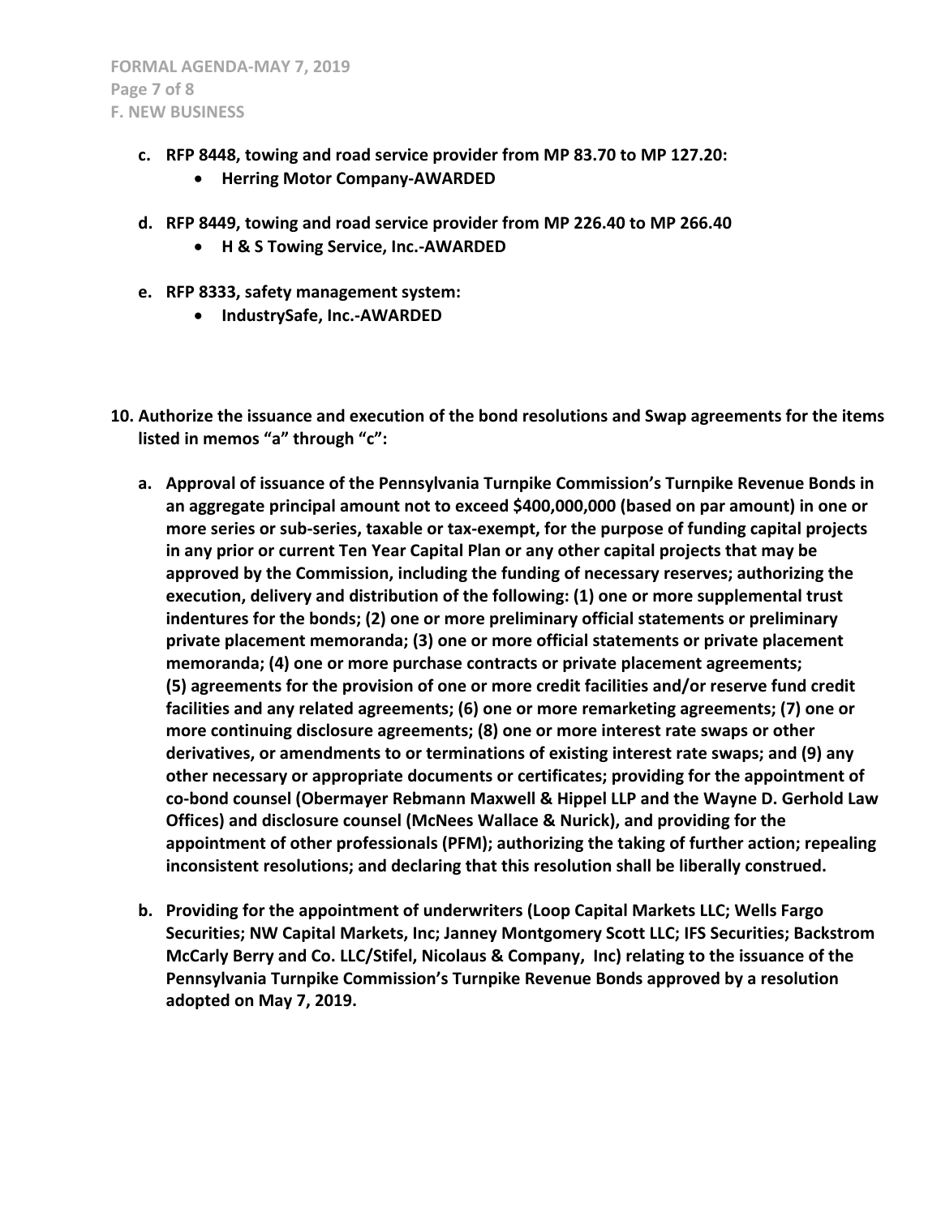- **c. RFP 8448, towing and road service provider from MP 83.70 to MP 127.20:**
  - **Herring Motor Company-AWARDED**

- **d. RFP 8449, towing and road service provider from MP 226.40 to MP 266.40**
  - **H & S Towing Service, Inc.-AWARDED**

- **e. RFP 8333, safety management system:**
  - **IndustrySafe, Inc.-AWARDED**

**10. Authorize the issuance and execution of the bond resolutions and Swap agreements for the items listed in memos "a" through "c":**

- **a. Approval of issuance of the Pennsylvania Turnpike Commission's Turnpike Revenue Bonds in an aggregate principal amount not to exceed $400,000,000 (based on par amount) in one or more series or sub-series, taxable or tax-exempt, for the purpose of funding capital projects in any prior or current Ten Year Capital Plan or any other capital projects that may be approved by the Commission, including the funding of necessary reserves; authorizing the execution, delivery and distribution of the following: (1) one or more supplemental trust indentures for the bonds; (2) one or more preliminary official statements or preliminary private placement memoranda; (3) one or more official statements or private placement memoranda; (4) one or more purchase contracts or private placement agreements; (5) agreements for the provision of one or more credit facilities and/or reserve fund credit facilities and any related agreements; (6) one or more remarketing agreements; (7) one or more continuing disclosure agreements; (8) one or more interest rate swaps or other derivatives, or amendments to or terminations of existing interest rate swaps; and (9) any other necessary or appropriate documents or certificates; providing for the appointment of co-bond counsel (Obermayer Rebmann Maxwell & Hippel LLP and the Wayne D. Gerhold Law Offices) and disclosure counsel (McNees Wallace & Nurick), and providing for the appointment of other professionals (PFM); authorizing the taking of further action; repealing inconsistent resolutions; and declaring that this resolution shall be liberally construed.**

- **b. Providing for the appointment of underwriters (Loop Capital Markets LLC; Wells Fargo Securities; NW Capital Markets, Inc; Janney Montgomery Scott LLC; IFS Securities; Backstrom McCarly Berry and Co. LLC/Stifel, Nicolaus & Company, Inc) relating to the issuance of the Pennsylvania Turnpike Commission's Turnpike Revenue Bonds approved by a resolution adopted on May 7, 2019.**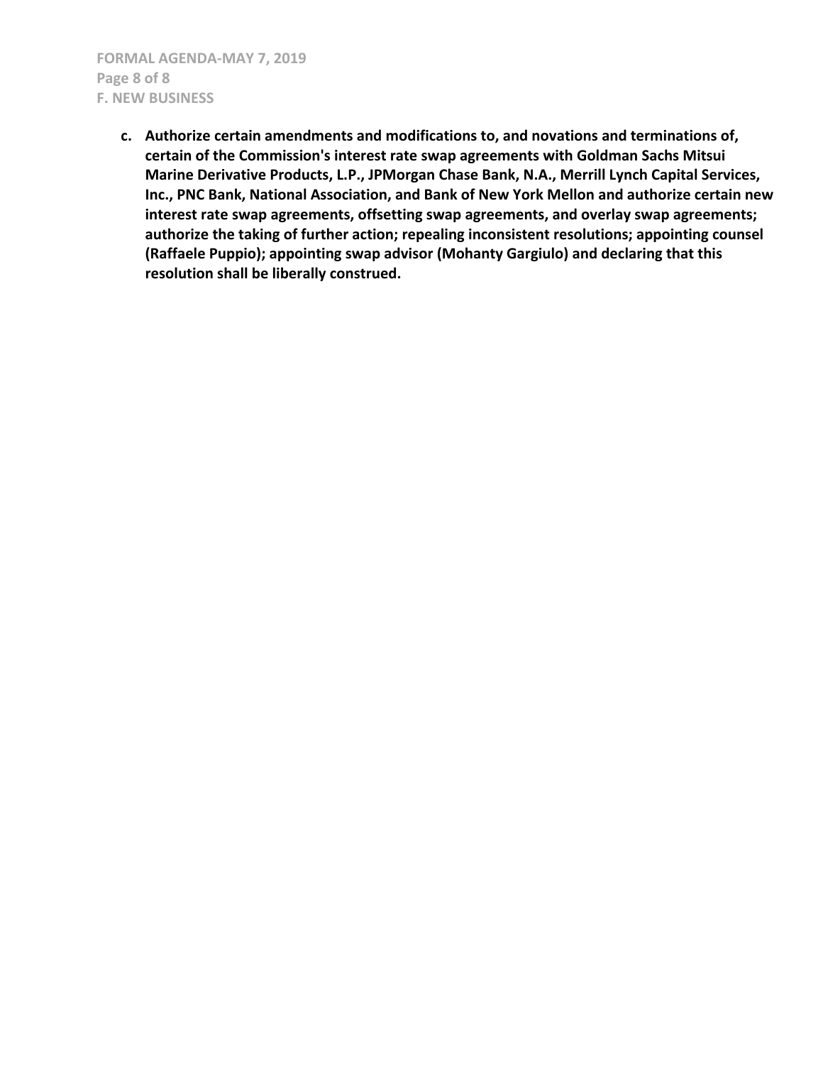**c. Authorize certain amendments and modifications to, and novations and terminations of, certain of the Commission's interest rate swap agreements with Goldman Sachs Mitsui Marine Derivative Products, L.P., JPMorgan Chase Bank, N.A., Merrill Lynch Capital Services, Inc., PNC Bank, National Association, and Bank of New York Mellon and authorize certain new interest rate swap agreements, offsetting swap agreements, and overlay swap agreements; authorize the taking of further action; repealing inconsistent resolutions; appointing counsel (Raffaele Puppio); appointing swap advisor (Mohanty Gargiulo) and declaring that this resolution shall be liberally construed.**